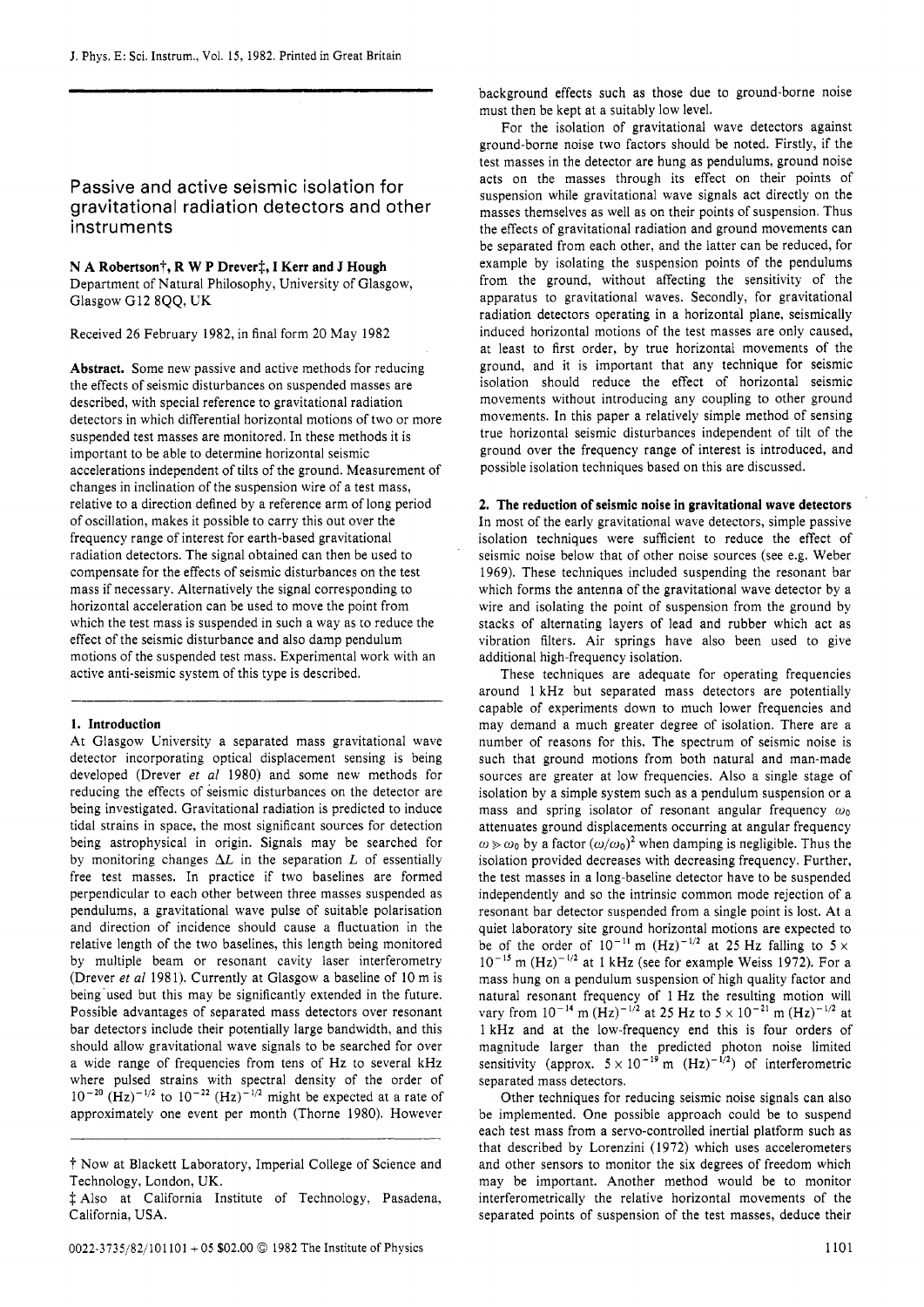# Passive and active seismic isolation for gravitational radiation detectors and other instruments

**N A Robertson†, R W P Drever‡, I Kerr and J Hough**

Department of Natural Philosophy, University of Glasgow, Glasgow G12 8QQ, UK

Received 26 February 1982, in final form 20 May 1982

**Abstract.** Some new passive and active methods for reducing the effects of seismic disturbances on suspended masses are described, with special reference to gravitational radiation detectors in which differential horizontal motions of two or more suspended test masses are monitored. In these methods it is important to be able to determine horizontal seismic accelerations independent of tilts of the ground. Measurement of changes in inclination of the suspension wire of a test mass, relative to a direction defined by a reference arm of long period of oscillation, makes it possible to carry this out over the frequency range of interest for earth-based gravitational radiation detectors. The signal obtained can then be used to compensate for the effects of seismic disturbances on the test mass if necessary. Alternatively the signal corresponding to horizontal acceleration can be used to move the point from which the test mass is suspended in such a way as to reduce the effect of the seismic disturbance and also damp pendulum motions of the suspended test mass. Experimental work with an active anti-seismic system of this type is described.

## 1. Introduction

At Glasgow University a separated mass gravitational wave detector incorporating optical displacement sensing is being developed (Drever *et al* 1980) and some new methods for reducing the effects of seismic disturbances on the detector are being investigated. Gravitational radiation is predicted to induce tidal strains in space, the most significant sources for detection being astrophysical in origin. Signals may be searched for by monitoring changes $\Delta L$ in the separation $L$ of essentially free test masses. In practice if two baselines are formed perpendicular to each other between three masses suspended as pendulums, a gravitational wave pulse of suitable polarisation and direction of incidence should cause a fluctuation in the relative length of the two baselines, this length being monitored by multiple beam or resonant cavity laser interferometry (Drever *et al* 1981). Currently at Glasgow a baseline of 10 m is being used but this may be significantly extended in the future. Possible advantages of separated mass detectors over resonant bar detectors include their potentially large bandwidth, and this should allow gravitational wave signals to be searched for over a wide range of frequencies from tens of Hz to several kHz where pulsed strains with spectral density of the order of $10^{-20}$ (Hz)$^{-1/2}$ to $10^{-22}$ (Hz)$^{-1/2}$ might be expected at a rate of approximately one event per month (Thorne 1980). However background effects such as those due to ground-borne noise must then be kept at a suitably low level.

For the isolation of gravitational wave detectors against ground-borne noise two factors should be noted. Firstly, if the test masses in the detector are hung as pendulums, ground noise acts on the masses through its effect on their points of suspension while gravitational wave signals act directly on the masses themselves as well as on their points of suspension. Thus the effects of gravitational radiation and ground movements can be separated from each other, and the latter can be reduced, for example by isolating the suspension points of the pendulums from the ground, without affecting the sensitivity of the apparatus to gravitational waves. Secondly, for gravitational radiation detectors operating in a horizontal plane, seismically induced horizontal motions of the test masses are only caused, at least to first order, by true horizontal movements of the ground, and it is important that any technique for seismic isolation should reduce the effect of horizontal seismic movements without introducing any coupling to other ground movements. In this paper a relatively simple method of sensing true horizontal seismic disturbances independent of tilt of the ground over the frequency range of interest is introduced, and possible isolation techniques based on this are discussed.

## 2. The reduction of seismic noise in gravitational wave detectors

In most of the early gravitational wave detectors, simple passive isolation techniques were sufficient to reduce the effect of seismic noise below that of other noise sources (see e.g. Weber 1969). These techniques included suspending the resonant bar which forms the antenna of the gravitational wave detector by a wire and isolating the point of suspension from the ground by stacks of alternating layers of lead and rubber which act as vibration filters. Air springs have also been used to give additional high-frequency isolation.

These techniques are adequate for operating frequencies around 1 kHz but separated mass detectors are potentially capable of experiments down to much lower frequencies and may demand a much greater degree of isolation. There are a number of reasons for this. The spectrum of seismic noise is such that ground motions from both natural and man-made sources are greater at low frequencies. Also a single stage of isolation by a simple system such as a pendulum suspension or a mass and spring isolator of resonant angular frequency $\omega_0$ attenuates ground displacements occurring at angular frequency $\omega \gg \omega_0$ by a factor $(\omega/\omega_0)^2$ when damping is negligible. Thus the isolation provided decreases with decreasing frequency. Further, the test masses in a long-baseline detector have to be suspended independently and so the intrinsic common mode rejection of a resonant bar detector suspended from a single point is lost. At a quiet laboratory site ground horizontal motions are expected to be of the order of $10^{-11}$ m (Hz)$^{-1/2}$ at 25 Hz falling to $5 \times 10^{-15}$ m (Hz)$^{-1/2}$ at 1 kHz (see for example Weiss 1972). For a mass hung on a pendulum suspension of high quality factor and natural resonant frequency of 1 Hz the resulting motion will vary from $10^{-14}$ m (Hz)$^{-1/2}$ at 25 Hz to $5 \times 10^{-21}$ m (Hz)$^{-1/2}$ at 1 kHz and at the low-frequency end this is four orders of magnitude larger than the predicted photon noise limited sensitivity (approx. $5 \times 10^{-19}$ m (Hz)$^{-1/2}$) of interferometric separated mass detectors.

Other techniques for reducing seismic noise signals can also be implemented. One possible approach could be to suspend each test mass from a servo-controlled inertial platform such as that described by Lorenzini (1972) which uses accelerometers and other sensors to monitor the six degrees of freedom which may be important. Another method would be to monitor interferometrically the relative horizontal movements of the separated points of suspension of the test masses, deduce their

† Now at Blackett Laboratory, Imperial College of Science and Technology, London, UK.

‡ Also at California Institute of Technology, Pasadena, California, USA.

0022-3735/82/101101 + 05 $02.00 © 1982 The Institute of Physics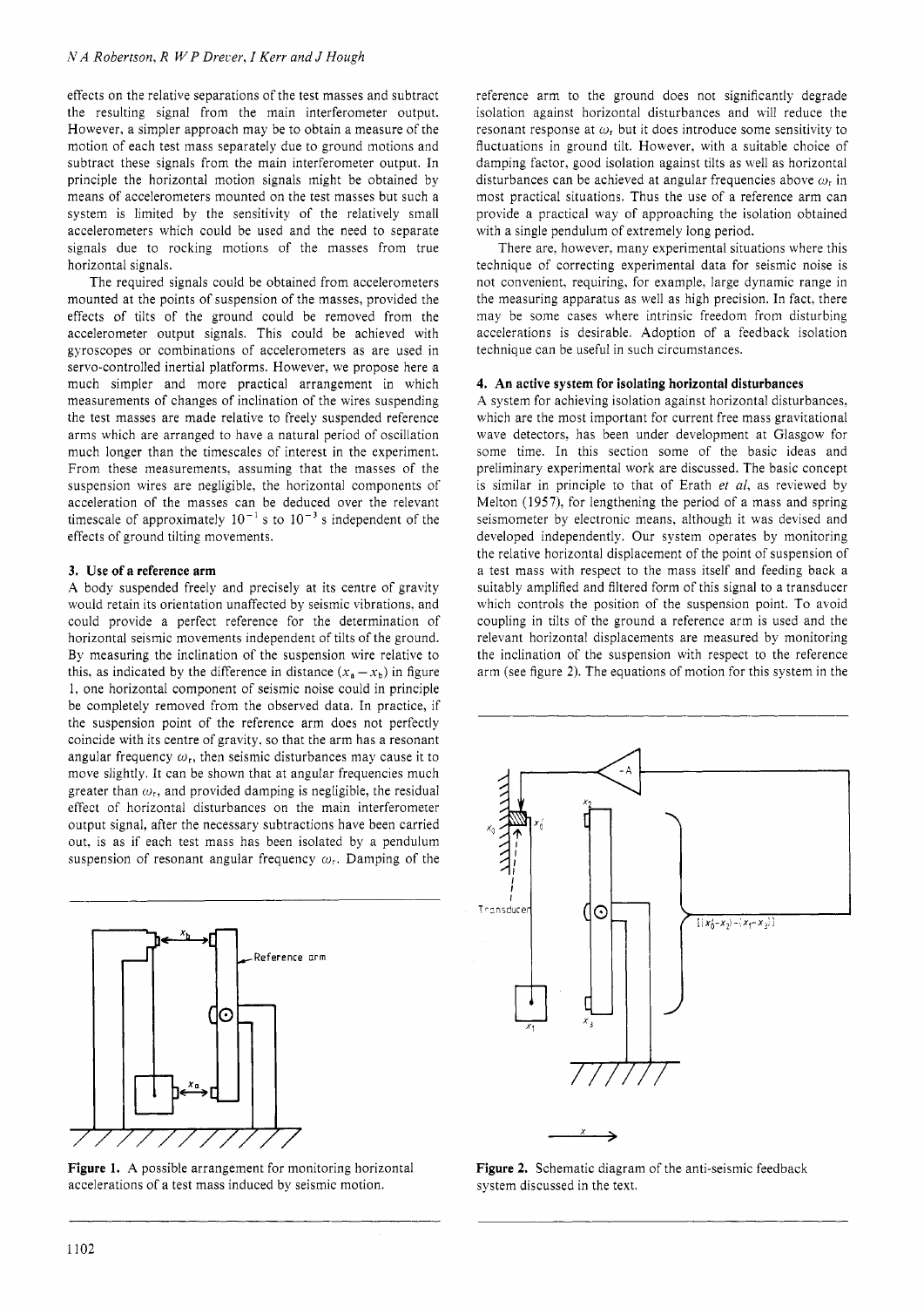effects on the relative separations of the test masses and subtract the resulting signal from the main interferometer output. However, a simpler approach may be to obtain a measure of the motion of each test mass separately due to ground motions and subtract these signals from the main interferometer output. In principle the horizontal motion signals might be obtained by means of accelerometers mounted on the test masses but such a system is limited by the sensitivity of the relatively small accelerometers which could be used and the need to separate signals due to rocking motions of the masses from true horizontal signals.

The required signals could be obtained from accelerometers mounted at the points of suspension of the masses, provided the effects of tilts of the ground could be removed from the accelerometer output signals. This could be achieved with gyroscopes or combinations of accelerometers as are used in servo-controlled inertial platforms. However, we propose here a much simpler and more practical arrangement in which measurements of changes of inclination of the wires suspending the test masses are made relative to freely suspended reference arms which are arranged to have a natural period of oscillation much longer than the timescales of interest in the experiment. From these measurements, assuming that the masses of the suspension wires are negligible, the horizontal components of acceleration of the masses can be deduced over the relevant timescale of approximately $10^{-1}$ s to $10^{-3}$ s independent of the effects of ground tilting movements.

## 3. Use of a reference arm

A body suspended freely and precisely at its centre of gravity would retain its orientation unaffected by seismic vibrations, and could provide a perfect reference for the determination of horizontal seismic movements independent of tilts of the ground. By measuring the inclination of the suspension wire relative to this, as indicated by the difference in distance $(x_a - x_b)$ in figure 1, one horizontal component of seismic noise could in principle be completely removed from the observed data. In practice, if the suspension point of the reference arm does not perfectly coincide with its centre of gravity, so that the arm has a resonant angular frequency $\omega_r$, then seismic disturbances may cause it to move slightly. It can be shown that at angular frequencies much greater than $\omega_r$, and provided damping is negligible, the residual effect of horizontal disturbances on the main interferometer output signal, after the necessary subtractions have been carried out, is as if each test mass has been isolated by a pendulum suspension of resonant angular frequency $\omega_r$. Damping of the reference arm to the ground does not significantly degrade isolation against horizontal disturbances and will reduce the resonant response at $\omega_r$ but it does introduce some sensitivity to fluctuations in ground tilt. However, with a suitable choice of damping factor, good isolation against tilts as well as horizontal disturbances can be achieved at angular frequencies above $\omega_r$ in most practical situations. Thus the use of a reference arm can provide a practical way of approaching the isolation obtained with a single pendulum of extremely long period.

There are, however, many experimental situations where this technique of correcting experimental data for seismic noise is not convenient, requiring, for example, large dynamic range in the measuring apparatus as well as high precision. In fact, there may be some cases where intrinsic freedom from disturbing accelerations is desirable. Adoption of a feedback isolation technique can be useful in such circumstances.

**Figure 1.** A possible arrangement for monitoring horizontal accelerations of a test mass induced by seismic motion.

## 4. An active system for isolating horizontal disturbances

A system for achieving isolation against horizontal disturbances, which are the most important for current free mass gravitational wave detectors, has been under development at Glasgow for some time. In this section some of the basic ideas and preliminary experimental work are discussed. The basic concept is similar in principle to that of Erath *et al*, as reviewed by Melton (1957), for lengthening the period of a mass and spring seismometer by electronic means, although it was devised and developed independently. Our system operates by monitoring the relative horizontal displacement of the point of suspension of a test mass with respect to the mass itself and feeding back a suitably amplified and filtered form of this signal to a transducer which controls the position of the suspension point. To avoid coupling in tilts of the ground a reference arm is used and the relevant horizontal displacements are measured by monitoring the inclination of the suspension with respect to the reference arm (see figure 2). The equations of motion for this system in the

**Figure 2.** Schematic diagram of the anti-seismic feedback system discussed in the text.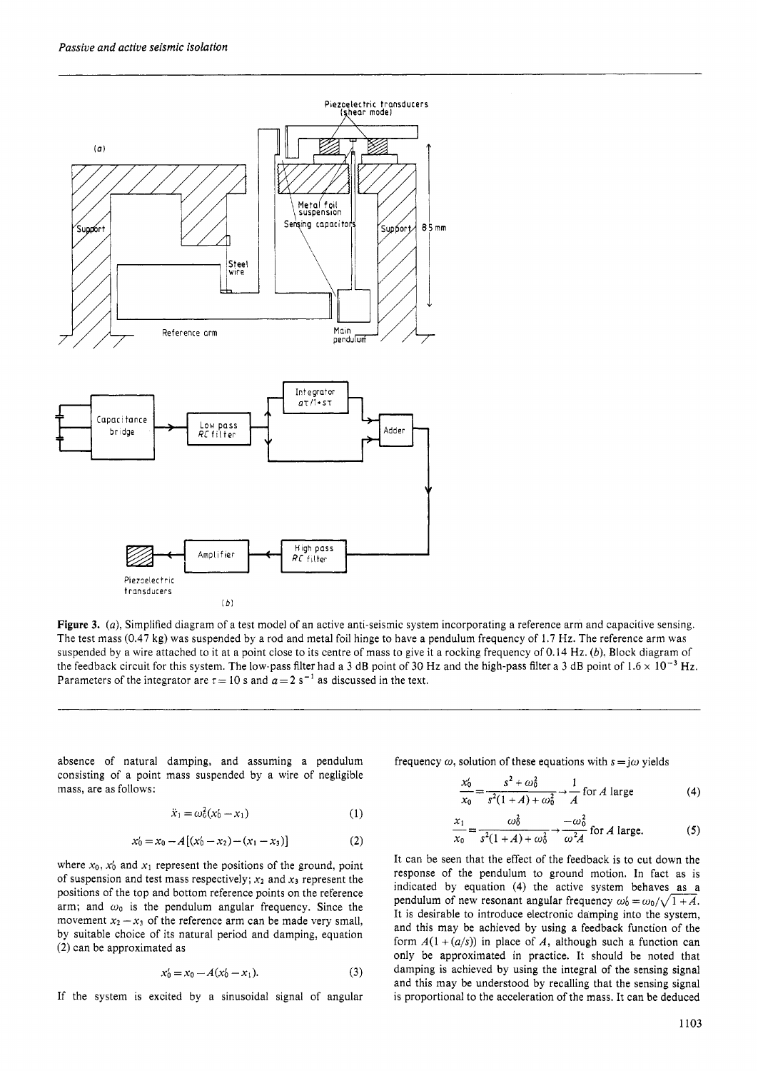**Figure 3.** (*a*), Simplified diagram of a test model of an active anti-seismic system incorporating a reference arm and capacitive sensing. The test mass (0.47 kg) was suspended by a rod and metal foil hinge to have a pendulum frequency of 1.7 Hz. The reference arm was suspended by a wire attached to it at a point close to its centre of mass to give it a rocking frequency of 0.14 Hz. (*b*), Block diagram of the feedback circuit for this system. The low-pass filter had a 3 dB point of 30 Hz and the high-pass filter a 3 dB point of $1.6 \times 10^{-3}$ Hz. Parameters of the integrator are $\tau = 10$ s and $a = 2\ \mathrm{s}^{-1}$ as discussed in the text.

absence of natural damping, and assuming a pendulum consisting of a point mass suspended by a wire of negligible mass, are as follows:

$$\ddot{x}_1 = \omega_0^2(x_0' - x_1) \tag{1}$$

$$x_0' = x_0 - A[(x_0' - x_2) - (x_1 - x_3)] \tag{2}$$

where $x_0$, $x_0'$ and $x_1$ represent the positions of the ground, point of suspension and test mass respectively; $x_2$ and $x_3$ represent the positions of the top and bottom reference points on the reference arm; and $\omega_0$ is the pendulum angular frequency. Since the movement $x_2 - x_3$ of the reference arm can be made very small, by suitable choice of its natural period and damping, equation (2) can be approximated as

$$x_0' = x_0 - A(x_0' - x_1). \tag{3}$$

If the system is excited by a sinusoidal signal of angular frequency $\omega$, solution of these equations with $s = j\omega$ yields

$$\frac{x_0'}{x_0} = \frac{s^2 + \omega_0^2}{s^2(1 + A) + \omega_0^2} \rightarrow \frac{1}{A} \text{ for } A \text{ large} \tag{4}$$

$$\frac{x_1}{x_0} = \frac{\omega_0^2}{s^2(1 + A) + \omega_0^2} \rightarrow \frac{-\omega_0^2}{\omega^2 A} \text{ for } A \text{ large.} \tag{5}$$

It can be seen that the effect of the feedback is to cut down the response of the pendulum to ground motion. In fact as is indicated by equation (4) the active system behaves as a pendulum of new resonant angular frequency $\omega_0' = \omega_0/\sqrt{1 + A}$. It is desirable to introduce electronic damping into the system, and this may be achieved by using a feedback function of the form $A(1 + (a/s))$ in place of $A$, although such a function can only be approximated in practice. It should be noted that damping is achieved by using the integral of the sensing signal and this may be understood by recalling that the sensing signal is proportional to the acceleration of the mass. It can be deduced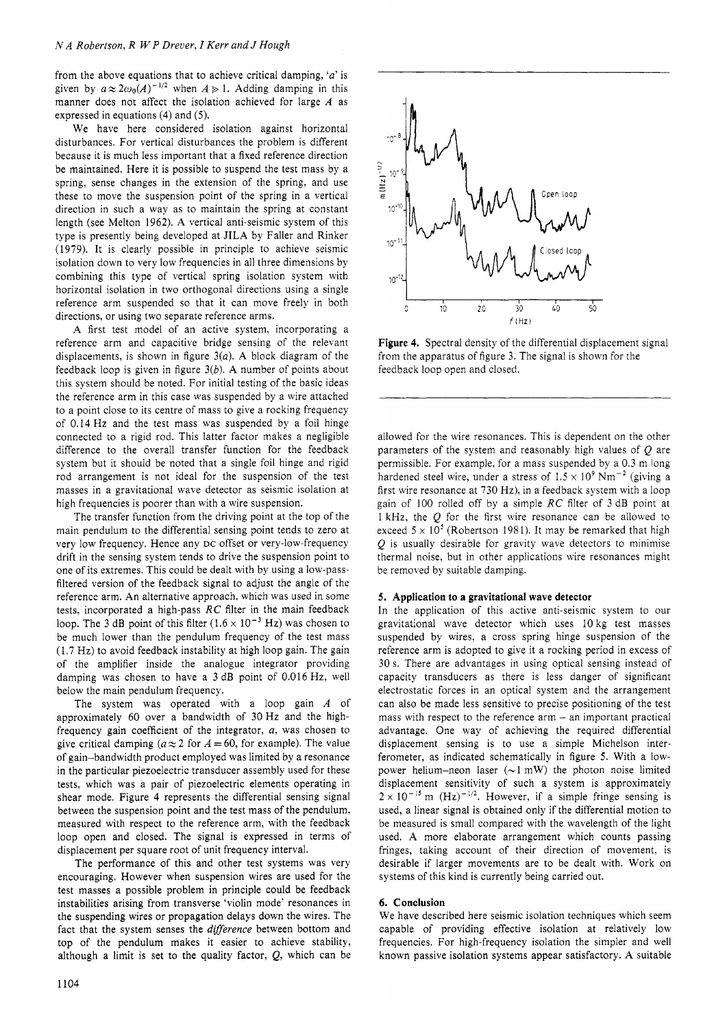from the above equations that to achieve critical damping, '$a$' is given by $a \approx 2\omega_0(A)^{-1/2}$ when $A \gg 1$. Adding damping in this manner does not affect the isolation achieved for large $A$ as expressed in equations (4) and (5).

We have here considered isolation against horizontal disturbances. For vertical disturbances the problem is different because it is much less important that a fixed reference direction be maintained. Here it is possible to suspend the test mass by a spring, sense changes in the extension of the spring, and use these to move the suspension point of the spring in a vertical direction in such a way as to maintain the spring at constant length (see Melton 1962). A vertical anti-seismic system of this type is presently being developed at JILA by Faller and Rinker (1979). It is clearly possible in principle to achieve seismic isolation down to very low frequencies in all three dimensions by combining this type of vertical spring isolation system with horizontal isolation in two orthogonal directions using a single reference arm suspended so that it can move freely in both directions, or using two separate reference arms.

A first test model of an active system, incorporating a reference arm and capacitive bridge sensing of the relevant displacements, is shown in figure 3($a$). A block diagram of the feedback loop is given in figure 3($b$). A number of points about this system should be noted. For initial testing of the basic ideas the reference arm in this case was suspended by a wire attached to a point close to its centre of mass to give a rocking frequency of 0.14 Hz and the test mass was suspended by a foil hinge connected to a rigid rod. This latter factor makes a negligible difference to the overall transfer function for the feedback system but it should be noted that a single foil hinge and rigid rod arrangement is not ideal for the suspension of the test masses in a gravitational wave detector as seismic isolation at high frequencies is poorer than with a wire suspension.

The transfer function from the driving point at the top of the main pendulum to the differential sensing point tends to zero at very low frequency. Hence any DC offset or very-low-frequency drift in the sensing system tends to drive the suspension point to one of its extremes. This could be dealt with by using a low-pass-filtered version of the feedback signal to adjust the angle of the reference arm. An alternative approach, which was used in some tests, incorporated a high-pass $RC$ filter in the main feedback loop. The 3 dB point of this filter ($1.6 \times 10^{-3}$ Hz) was chosen to be much lower than the pendulum frequency of the test mass (1.7 Hz) to avoid feedback instability at high loop gain. The gain of the amplifier inside the analogue integrator providing damping was chosen to have a 3 dB point of 0.016 Hz, well below the main pendulum frequency.

The system was operated with a loop gain $A$ of approximately 60 over a bandwidth of 30 Hz and the high-frequency gain coefficient of the integrator, $a$, was chosen to give critical damping ($a \approx 2$ for $A = 60$, for example). The value of gain–bandwidth product employed was limited by a resonance in the particular piezoelectric transducer assembly used for these tests, which was a pair of piezoelectric elements operating in shear mode. Figure 4 represents the differential sensing signal between the suspension point and the test mass of the pendulum, measured with respect to the reference arm, with the feedback loop open and closed. The signal is expressed in terms of displacement per square root of unit frequency interval.

The performance of this and other test systems was very encouraging. However when suspension wires are used for the test masses a possible problem in principle could be feedback instabilities arising from transverse 'violin mode' resonances in the suspending wires or propagation delays down the wires. The fact that the system senses the *difference* between bottom and top of the pendulum makes it easier to achieve stability, although a limit is set to the quality factor, $Q$, which can be allowed for the wire resonances. This is dependent on the other parameters of the system and reasonably high values of $Q$ are permissible. For example, for a mass suspended by a 0.3 m long hardened steel wire, under a stress of $1.5 \times 10^9$ N m$^{-2}$ (giving a first wire resonance at 730 Hz), in a feedback system with a loop gain of 100 rolled off by a simple $RC$ filter of 3 dB point at 1 kHz, the $Q$ for the first wire resonance can be allowed to exceed $5 \times 10^5$ (Robertson 1981). It may be remarked that high $Q$ is usually desirable for gravity wave detectors to minimise thermal noise, but in other applications wire resonances might be removed by suitable damping.

**Figure 4.** Spectral density of the differential displacement signal from the apparatus of figure 3. The signal is shown for the feedback loop open and closed.

### 5. Application to a gravitational wave detector

In the application of this active anti-seismic system to our gravitational wave detector which uses 10 kg test masses suspended by wires, a cross spring hinge suspension of the reference arm is adopted to give it a rocking period in excess of 30 s. There are advantages in using optical sensing instead of capacity transducers as there is less danger of significant electrostatic forces in an optical system and the arrangement can also be made less sensitive to precise positioning of the test mass with respect to the reference arm – an important practical advantage. One way of achieving the required differential displacement sensing is to use a simple Michelson interferometer, as indicated schematically in figure 5. With a low-power helium–neon laser (~1 mW) the photon noise limited displacement sensitivity of such a system is approximately $2 \times 10^{-15}$ m (Hz)$^{-1/2}$. However, if a simple fringe sensing is used, a linear signal is obtained only if the differential motion to be measured is small compared with the wavelength of the light used. A more elaborate arrangement which counts passing fringes, taking account of their direction of movement, is desirable if larger movements are to be dealt with. Work on systems of this kind is currently being carried out.

### 6. Conclusion

We have described here seismic isolation techniques which seem capable of providing effective isolation at relatively low frequencies. For high-frequency isolation the simpler and well known passive isolation systems appear satisfactory. A suitable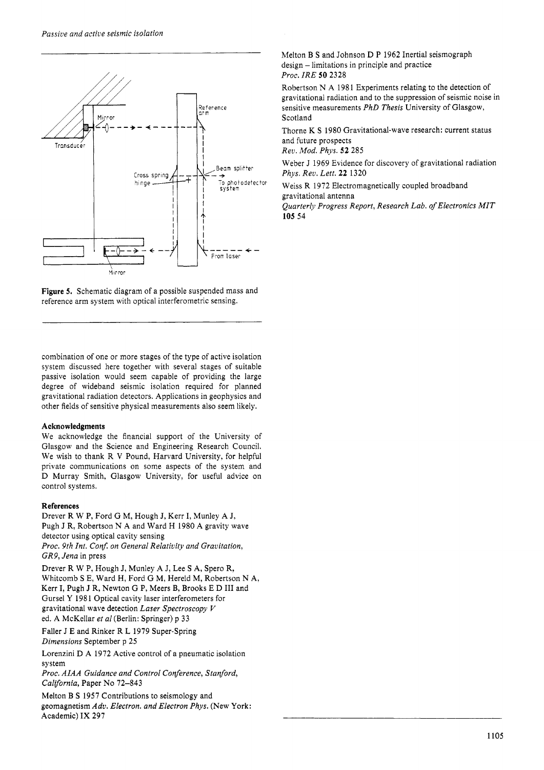Reference arm

Mirror

Transducer

Cross spring hinge

Beam splitter

To photodetector system

From laser

Mirror

**Figure 5.** Schematic diagram of a possible suspended mass and reference arm system with optical interferometric sensing.

combination of one or more stages of the type of active isolation system discussed here together with several stages of suitable passive isolation would seem capable of providing the large degree of wideband seismic isolation required for planned gravitational radiation detectors. Applications in geophysics and other fields of sensitive physical measurements also seem likely.

#### Acknowledgments

We acknowledge the financial support of the University of Glasgow and the Science and Engineering Research Council. We wish to thank R V Pound, Harvard University, for helpful private communications on some aspects of the system and D Murray Smith, Glasgow University, for useful advice on control systems.

#### References

Drever R W P, Ford G M, Hough J, Kerr I, Munley A J, Pugh J R, Robertson N A and Ward H 1980 A gravity wave detector using optical cavity sensing
*Proc. 9th Int. Conf. on General Relativity and Gravitation, GR9, Jena* in press

Drever R W P, Hough J, Munley A J, Lee S A, Spero R, Whitcomb S E, Ward H, Ford G M, Hereld M, Robertson N A, Kerr I, Pugh J R, Newton G P, Meers B, Brooks E D III and Gursel Y 1981 Optical cavity laser interferometers for gravitational wave detection *Laser Spectroscopy V* ed. A McKellar *et al* (Berlin: Springer) p 33

Faller J E and Rinker R L 1979 Super-Spring
*Dimensions* September p 25

Lorenzini D A 1972 Active control of a pneumatic isolation system
*Proc. AIAA Guidance and Control Conference, Stanford, California*, Paper No 72–843

Melton B S 1957 Contributions to seismology and geomagnetism *Adv. Electron. and Electron Phys.* (New York: Academic) IX 297

Melton B S and Johnson D P 1962 Inertial seismograph design – limitations in principle and practice
*Proc. IRE* **50** 2328

Robertson N A 1981 Experiments relating to the detection of gravitational radiation and to the suppression of seismic noise in sensitive measurements *PhD Thesis* University of Glasgow, Scotland

Thorne K S 1980 Gravitational-wave research: current status and future prospects
*Rev. Mod. Phys.* **52** 285

Weber J 1969 Evidence for discovery of gravitational radiation
*Phys. Rev. Lett.* **22** 1320

Weiss R 1972 Electromagnetically coupled broadband gravitational antenna
*Quarterly Progress Report, Research Lab. of Electronics MIT* **105** 54